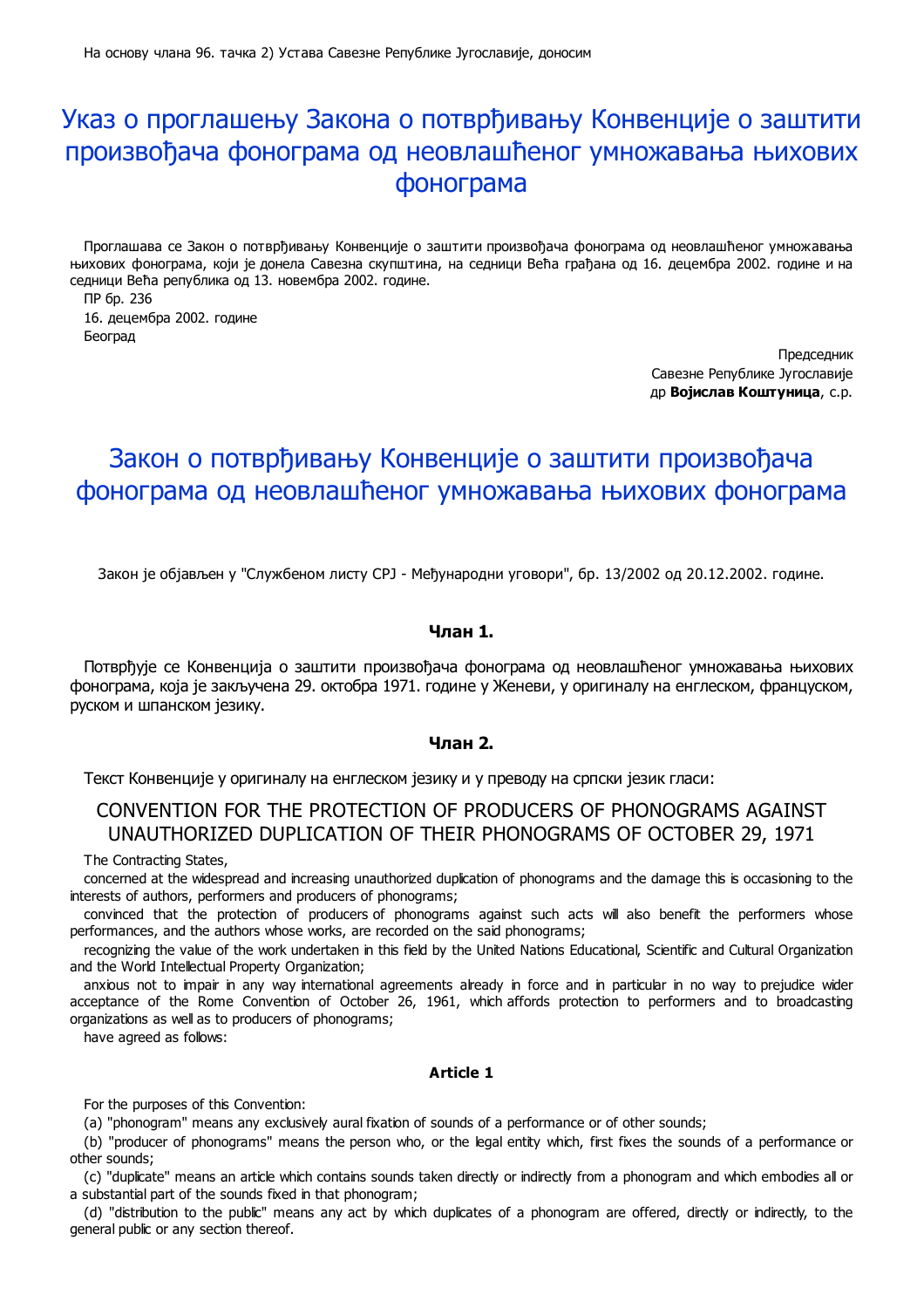На основу члана 96. тачка 2) Устава Савезне Републике Југославије, доносим

# Указ о проглашењу Закона о потврђивању Конвенције о заштити произвођача фонограма од неовлашћеног умножавања њихових фонограма

Проглашава се Закон о потврђивању Конвенције о заштити произвођача фонограма од неовлашћеног умножавања њихових фонограма, који је донела Савезна скупштина, на седници Већа грађана од 16. децембра 2002. године и на седници Већа република од 13. новембра 2002. године.

ПР бр. 236

16. децембра 2002. године

Београд

Председник

Савезне Републике Југославије

др **Војислав Коштуница**, с.р.

# Закон о потврђивању Конвенције о заштити произвођача фонограма од неовлашћеног умножавања њихових фонограма

Закон је објављен у "Службеном листу СРЈ - Међународни уговори", бр. 13/2002 од 20.12.2002. године.

### Члан 1.

Потврђује се Конвенција о заштити произвођача фонограма од неовлашћеног умножавања њихових фонограма, која је закључена 29. октобра 1971. године у Женеви, у оригиналу на енглеском, француском, руском и шпанском језику.

### Члан 2.

Текст Конвенције у оригиналу на енглеском језику и у преводу на српски језик гласи:

## CONVENTION FOR THE PROTECTION OF PRODUCERS OF PHONOGRAMS AGAINST UNAUTHORIZED DUPLICATION OF THEIR PHONOGRAMS OF OCTOBER 29, 1971

The Contracting States,

concerned at the widespread and increasing unauthorized duplication of phonograms and the damage this is occasioning to the interests of authors, performers and producers of phonograms;

convinced that the protection of producers of phonograms against such acts will also benefit the performers whose performances, and the authors whose works, are recorded on the said phonograms;

recognizing the value of the work undertaken in this field by the United Nations Educational, Scientific and Cultural Organization and the World Intellectual Property Organization;

anxious not to impair in any way international agreements already in force and in particular in no way to prejudice wider acceptance of the Rome Convention of October 26, 1961, which affords protection to performers and to broadcasting organizations as well as to producers of phonograms;

have agreed as follows:

### Article 1

For the purposes of this Convention:

(a) "phonogram" means any exclusively aural fixation of sounds of a performance or of other sounds;

(b) "producer of phonograms" means the person who, or the legal entity which, first fixes the sounds of a performance or other sounds;

(c) "duplicate" means an article which contains sounds taken directly or indirectly from a phonogram and which embodies all or a substantial part of the sounds fixed in that phonogram;

(d) "distribution to the public" means any act by which duplicates of a phonogram are offered, directly or indirectly, to the general public or any section thereof.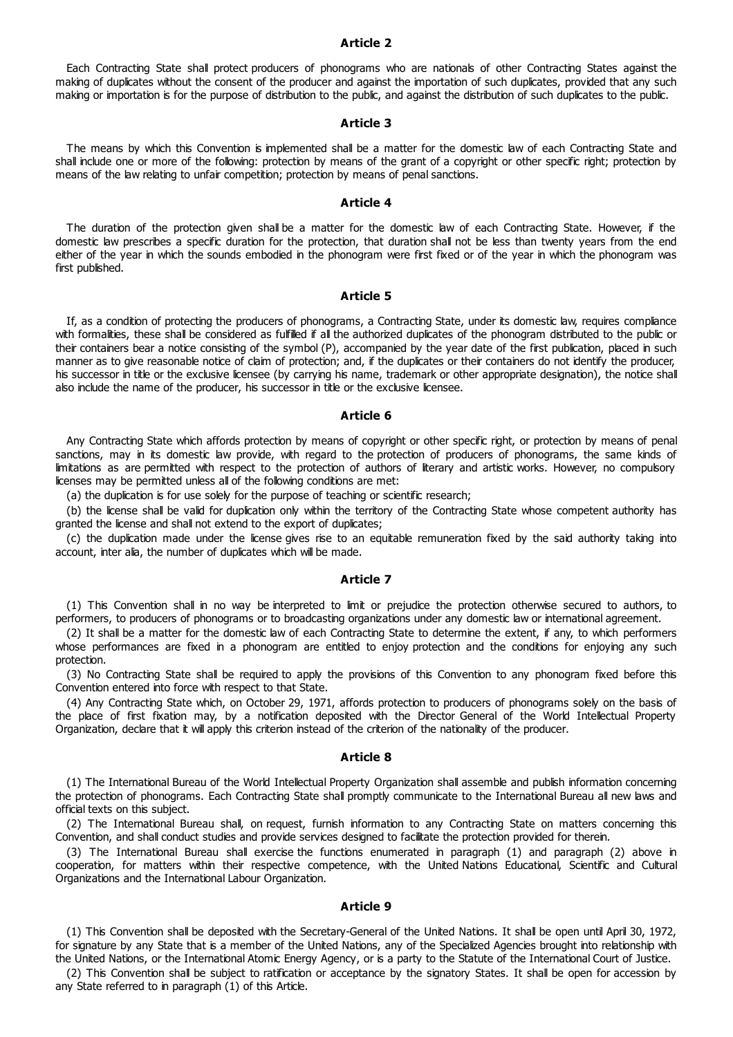## Article 2

Each Contracting State shall protect producers of phonograms who are nationals of other Contracting States against the making of duplicates without the consent of the producer and against the importation of such duplicates, provided that any such making or importation is for the purpose of distribution to the public, and against the distribution of such duplicates to the public.

## Article 3

The means by which this Convention is implemented shall be a matter for the domestic law of each Contracting State and shall include one or more of the following: protection by means of the grant of a copyright or other specific right; protection by means of the law relating to unfair competition; protection by means of penal sanctions.

## Article 4

The duration of the protection given shall be a matter for the domestic law of each Contracting State. However, if the domestic law prescribes a specific duration for the protection, that duration shall not be less than twenty years from the end either of the year in which the sounds embodied in the phonogram were first fixed or of the year in which the phonogram was first published.

## Article 5

If, as a condition of protecting the producers of phonograms, a Contracting State, under its domestic law, requires compliance with formalities, these shall be considered as fulfilled if all the authorized duplicates of the phonogram distributed to the public or their containers bear a notice consisting of the symbol (P), accompanied by the year date of the first publication, placed in such manner as to give reasonable notice of claim of protection; and, if the duplicates or their containers do not identify the producer, his successor in title or the exclusive licensee (by carrying his name, trademark or other appropriate designation), the notice shall also include the name of the producer, his successor in title or the exclusive licensee.

## Article 6

Any Contracting State which affords protection by means of copyright or other specific right, or protection by means of penal sanctions, may in its domestic law provide, with regard to the protection of producers of phonograms, the same kinds of limitations as are permitted with respect to the protection of authors of literary and artistic works. However, no compulsory licenses may be permitted unless all of the following conditions are met:

(a) the duplication is for use solely for the purpose of teaching or scientific research;

(b) the license shall be valid for duplication only within the territory of the Contracting State whose competent authority has granted the license and shall not extend to the export of duplicates;

(c) the duplication made under the license gives rise to an equitable remuneration fixed by the said authority taking into account, inter alia, the number of duplicates which will be made.

## Article 7

(1) This Convention shall in no way be interpreted to limit or prejudice the protection otherwise secured to authors, to performers, to producers of phonograms or to broadcasting organizations under any domestic law or international agreement.

(2) It shall be a matter for the domestic law of each Contracting State to determine the extent, if any, to which performers whose performances are fixed in a phonogram are entitled to enjoy protection and the conditions for enjoying any such protection.

(3) No Contracting State shall be required to apply the provisions of this Convention to any phonogram fixed before this Convention entered into force with respect to that State.

(4) Any Contracting State which, on October 29, 1971, affords protection to producers of phonograms solely on the basis of the place of first fixation may, by a notification deposited with the Director General of the World Intellectual Property Organization, declare that it will apply this criterion instead of the criterion of the nationality of the producer.

## Article 8

(1) The International Bureau of the World Intellectual Property Organization shall assemble and publish information concerning the protection of phonograms. Each Contracting State shall promptly communicate to the International Bureau all new laws and official texts on this subject.

(2) The International Bureau shall, on request, furnish information to any Contracting State on matters concerning this Convention, and shall conduct studies and provide services designed to facilitate the protection provided for therein.

(3) The International Bureau shall exercise the functions enumerated in paragraph (1) and paragraph (2) above in cooperation, for matters within their respective competence, with the United Nations Educational, Scientific and Cultural Organizations and the International Labour Organization.

## Article 9

(1) This Convention shall be deposited with the Secretary-General of the United Nations. It shall be open until April 30, 1972, for signature by any State that is a member of the United Nations, any of the Specialized Agencies brought into relationship with the United Nations, or the International Atomic Energy Agency, or is a party to the Statute of the International Court of Justice.

(2) This Convention shall be subject to ratification or acceptance by the signatory States. It shall be open for accession by any State referred to in paragraph (1) of this Article.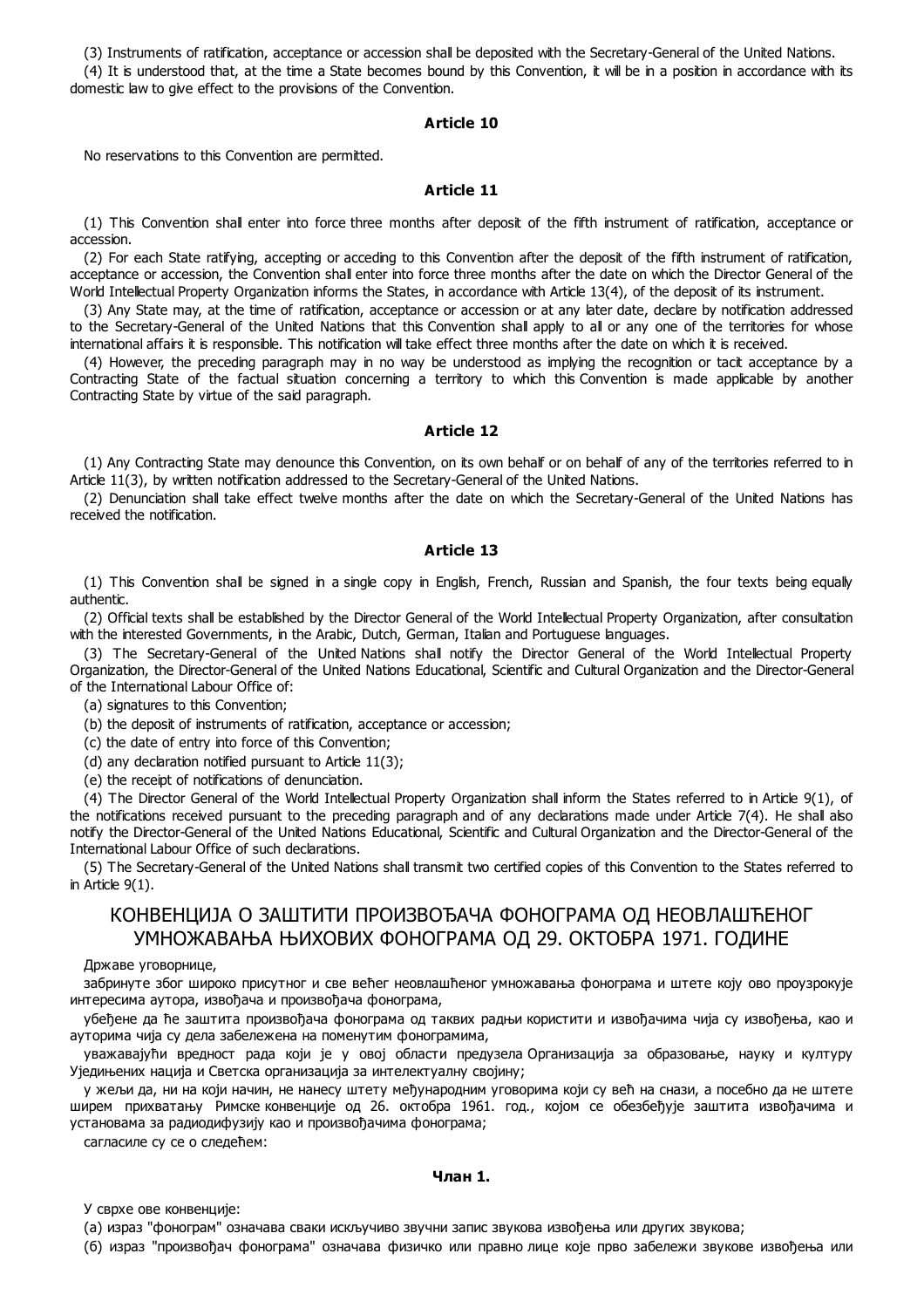(3) Instruments of ratification, acceptance or accession shall be deposited with the Secretary-General of the United Nations.

(4) It is understood that, at the time a State becomes bound by this Convention, it will be in a position in accordance with its domestic law to give effect to the provisions of the Convention.

### Article 10

No reservations to this Convention are permitted.

### Article 11

(1) This Convention shall enter into force three months after deposit of the fifth instrument of ratification, acceptance or accession.

(2) For each State ratifying, accepting or acceding to this Convention after the deposit of the fifth instrument of ratification, acceptance or accession, the Convention shall enter into force three months after the date on which the Director General of the World Intellectual Property Organization informs the States, in accordance with Article 13(4), of the deposit of its instrument.

(3) Any State may, at the time of ratification, acceptance or accession or at any later date, declare by notification addressed to the Secretary-General of the United Nations that this Convention shall apply to all or any one of the territories for whose international affairs it is responsible. This notification will take effect three months after the date on which it is received.

(4) However, the preceding paragraph may in no way be understood as implying the recognition or tacit acceptance by a Contracting State of the factual situation concerning a territory to which this Convention is made applicable by another Contracting State by virtue of the said paragraph.

### Article 12

(1) Any Contracting State may denounce this Convention, on its own behalf or on behalf of any of the territories referred to in Article 11(3), by written notification addressed to the Secretary-General of the United Nations.

(2) Denunciation shall take effect twelve months after the date on which the Secretary-General of the United Nations has received the notification.

### Article 13

(1) This Convention shall be signed in a single copy in English, French, Russian and Spanish, the four texts being equally authentic.

(2) Official texts shall be established by the Director General of the World Intellectual Property Organization, after consultation with the interested Governments, in the Arabic, Dutch, German, Italian and Portuguese languages.

(3) The Secretary-General of the United Nations shall notify the Director General of the World Intellectual Property Organization, the Director-General of the United Nations Educational, Scientific and Cultural Organization and the Director-General of the International Labour Office of:

(a) signatures to this Convention;

(b) the deposit of instruments of ratification, acceptance or accession;

(c) the date of entry into force of this Convention;

(d) any declaration notified pursuant to Article 11(3);

(e) the receipt of notifications of denunciation.

(4) The Director General of the World Intellectual Property Organization shall inform the States referred to in Article 9(1), of the notifications received pursuant to the preceding paragraph and of any declarations made under Article 7(4). He shall also notify the Director-General of the United Nations Educational, Scientific and Cultural Organization and the Director-General of the International Labour Office of such declarations.

(5) The Secretary-General of the United Nations shall transmit two certified copies of this Convention to the States referred to in Article 9(1).

## КОНВЕНЦИЈА О ЗАШТИТИ ПРОИЗВОЂАЧА ФОНОГРАМА ОД НЕОВЛАШЋЕНОГ УМНОЖАВАЊА ЊИХОВИХ ФОНОГРАМА ОД 29. ОКТОБРА 1971. ГОДИНЕ

Државе уговорнице,

забринуте због широко присутног и све већег неовлашћеног умножавања фонограма и штете коју ово проузрокује интересима аутора, извођача и произвођача фонограма,

убеђене да ће заштита произвођача фонограма од таквих радњи користити и извођачима чија су извођења, као и ауторима чија су дела забележена на поменутим фонограмима,

уважавајући вредност рада који је у овој области предузела Организација за образовање, науку и културу Уједињених нација и Светска организација за интелектуалну својину;

у жељи да, ни на који начин, не нанесу штету међународним уговорима који су већ на снази, а посебно да не штете ширем прихватању Римске конвенције од 26. октобра 1961. год., којом се обезбеђује заштита извођачима и установама за радиодифузију као и произвођачима фонограма;

сагласиле су се о следећем:

### Члан 1.

У сврхе ове конвенције:

(а) израз "фонограм" означава сваки искључиво звучни запис звукова извођења или других звукова;

(б) израз "произвођач фонограма" означава физичко или правно лице које прво забележи звукове извођења или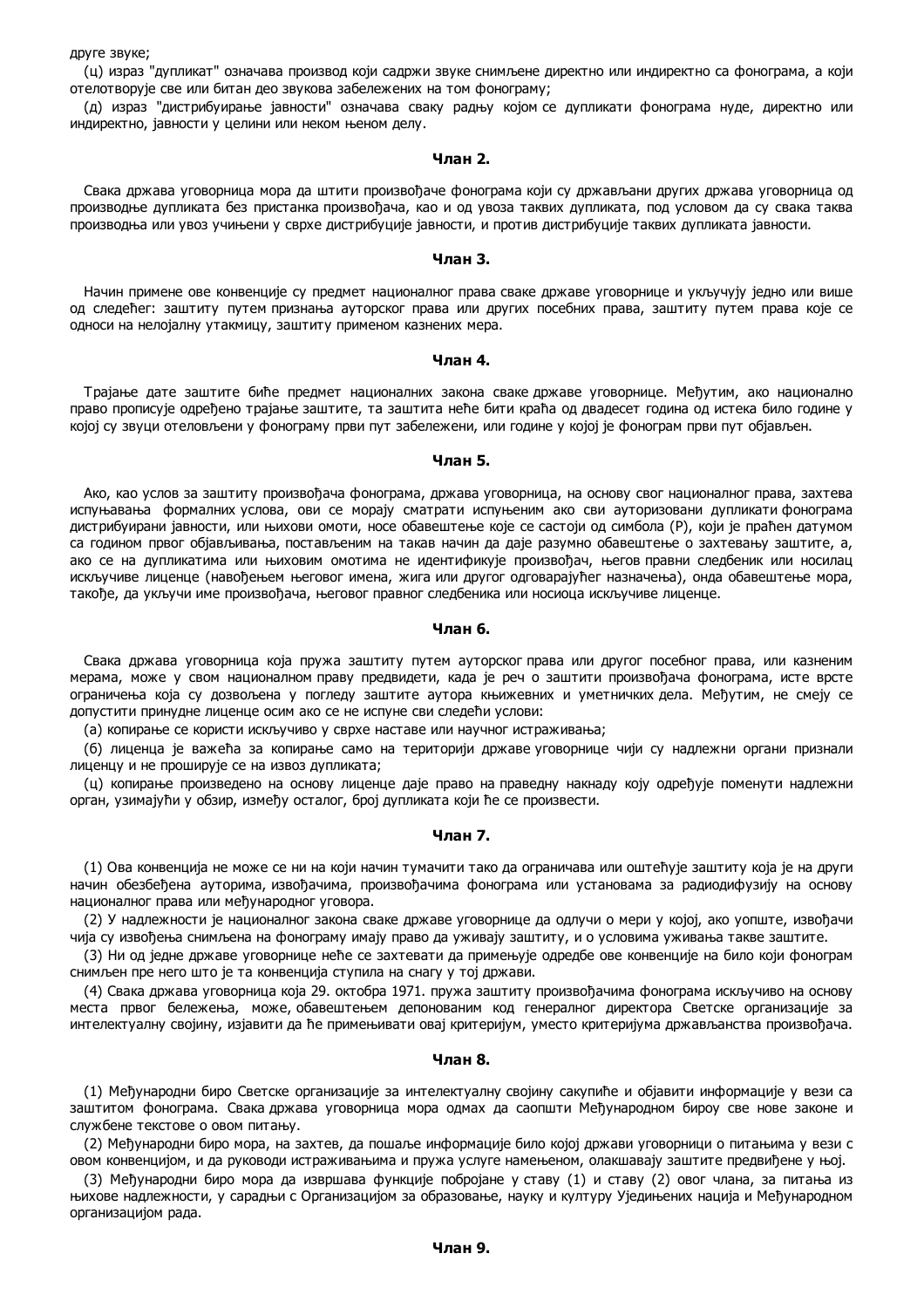друге звуке;

(ц) израз "дупликат" означава производ који садржи звуке снимљене директно или индиректно са фонограма, а који отелотворује све или битан део звукова забележених на том фонограму;

(д) израз "дистрибуирање јавности" означава сваку радњу којом се дупликати фонограма нуде, директно или индиректно, јавности у целини или неком њеном делу.

**Члан 2.**

Свака држава уговорница мора да штити произвођаче фонограма који су држављани других држава уговорница од производње дупликата без пристанка произвођача, као и од увоза таквих дупликата, под условом да су свака таква производња или увоз учињени у сврхе дистрибуције јавности, и против дистрибуције таквих дупликата јавности.

**Члан 3.**

Начин примене ове конвенције су предмет националног права сваке државе уговорнице и укључују једно или више од следећег: заштиту путем признања ауторског права или других посебних права, заштиту путем права које се односи на нелојалну утакмицу, заштиту применом казнених мера.

**Члан 4.**

Трајање дате заштите биће предмет националних закона сваке државе уговорнице. Међутим, ако национално право прописује одређено трајање заштите, та заштита неће бити краћа од двадесет година од истека било године у којој су звуци отеловљени у фонограму први пут забележени, или године у којој је фонограм први пут објављен.

**Члан 5.**

Ако, као услов за заштиту произвођача фонограма, држава уговорница, на основу свог националног права, захтева испуњавања формалних услова, ови се морају сматрати испуњеним ако сви ауторизовани дупликати фонограма дистрибуирани јавности, или њихови омоти, носе обавештење које се састоји од симбола (P), који је праћен датумом са годином првог објављивања, постављеним на такав начин да даје разумно обавештење о захтевању заштите, а, ако се на дупликатима или њиховим омотима не идентификује произвођач, његов правни следбеник или носилац искључиве лиценце (навођењем његовог имена, жига или другог одговарајућег назначења), онда обавештење мора, такође, да укључи име произвођача, његовог правног следбеника или носиоца искључиве лиценце.

**Члан 6.**

Свака држава уговорница која пружа заштиту путем ауторског права или другог посебног права, или казненим мерама, може у свом националном праву предвидети, када је реч о заштити произвођача фонограма, исте врсте ограничења која су дозвољена у погледу заштите аутора књижевних и уметничких дела. Међутим, не смеју се допустити принудне лиценце осим ако се не испуне сви следећи услови:

(а) копирање се користи искључиво у сврхе наставе или научног истраживања;

(б) лиценца је важећа за копирање само на територији државе уговорнице чији су надлежни органи признали лиценцу и не проширује се на извоз дупликата;

(ц) копирање произведено на основу лиценце даје право на праведну накнаду коју одређује поменути надлежни орган, узимајући у обзир, између осталог, број дупликата који ће се произвести.

**Члан 7.**

(1) Ова конвенција не може се ни на који начин тумачити тако да ограничава или оштећује заштиту која је на други начин обезбеђена ауторима, извођачима, произвођачима фонограма или установама за радиодифузију на основу националног права или међународног уговора.

(2) У надлежности је националног закона сваке државе уговорнице да одлучи о мери у којој, ако уопште, извођачи чија су извођења снимљена на фонограму имају право да уживају заштиту, и о условима уживања такве заштите.

(3) Ни од једне државе уговорнице неће се захтевати да примењује одредбе ове конвенције на било који фонограм снимљен пре него што је та конвенција ступила на снагу у тој држави.

(4) Свака држава уговорница која 29. октобра 1971. пружа заштиту произвођачима фонограма искључиво на основу места првог бележења, може, обавештењем депонованим код генералног директора Светске организације за интелектуалну својину, изјавити да ће примењивати овај критеријум, уместо критеријума држављанства произвођача.

**Члан 8.**

(1) Међународни биро Светске организације за интелектуалну својину сакупиће и објавити информације у вези са заштитом фонограма. Свака држава уговорница мора одмах да саопшти Међународном бироу све нове законе и службене текстове о овом питању.

(2) Међународни биро мора, на захтев, да пошаље информације било којој држави уговорници о питањима у вези с овом конвенцијом, и да руководи истраживањима и пружа услуге намењеном, олакшавају заштите предвиђене у њој.

(3) Међународни биро мора да извршава функције побројане у ставу (1) и ставу (2) овог члана, за питања из њихове надлежности, у сарадњи с Организацијом за образовање, науку и културу Уједињених нација и Међународном организацијом рада.

**Члан 9.**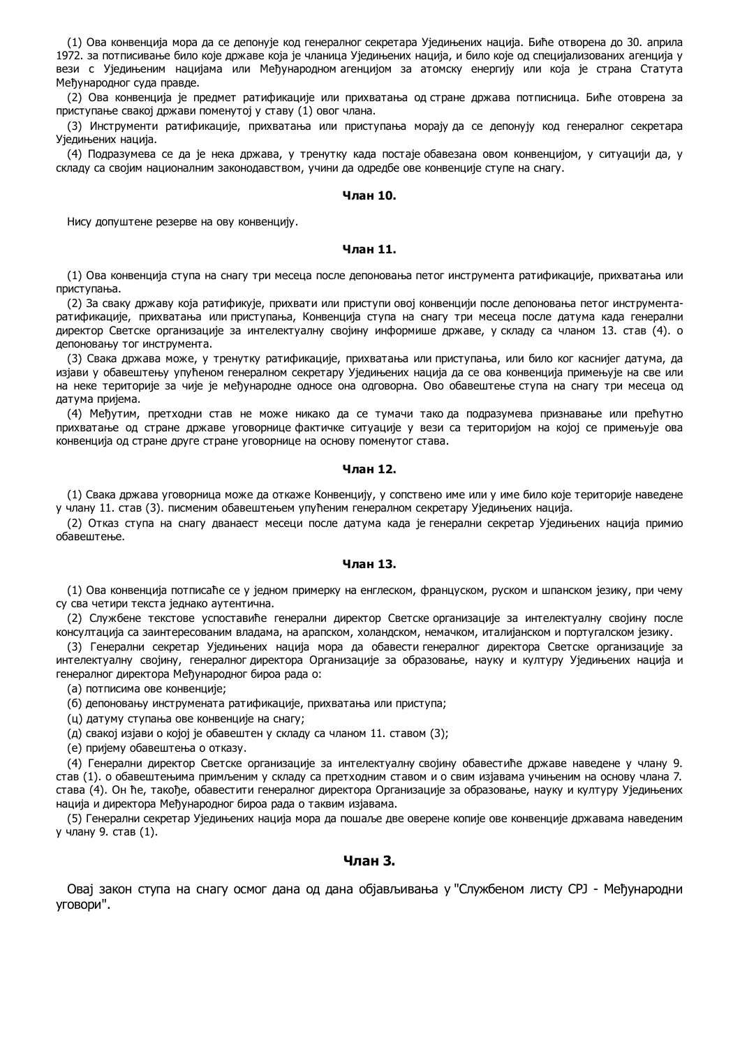(1) Ова конвенција мора да се депонује код генералног секретара Уједињених нација. Биће отворена до 30. априла 1972. за потписивање било које државе која је чланица Уједињених нација, и било које од специјализованих агенција у вези с Уједињеним нацијама или Међународном агенцијом за атомску енергију или која је страна Статута Међународног суда правде.

(2) Ова конвенција је предмет ратификације или прихватања од стране држава потписница. Биће отворена за приступање свакој држави поменутој у ставу (1) овог члана.

(3) Инструменти ратификације, прихватања или приступања морају да се депонују код генералног секретара Уједињених нација.

(4) Подразумева се да је нека држава, у тренутку када постаје обавезана овом конвенцијом, у ситуацији да, у складу са својим националним законодавством, учини да одредбе ове конвенције ступе на снагу.

#### Члан 10.

Нису допуштене резерве на ову конвенцију.

#### Члан 11.

(1) Ова конвенција ступа на снагу три месеца после депоновања петог инструмента ратификације, прихватања или приступања.

(2) За сваку државу која ратификује, прихвати или приступи овој конвенцији после депоновања петог инструмента ратификације, прихватања или приступања, Конвенција ступа на снагу три месеца после датума када генерални директор Светске организације за интелектуалну својину информише државе, у складу са чланом 13. став (4). о депоновању тог инструмента.

(3) Свака држава може, у тренутку ратификације, прихватања или приступања, или било ког каснијег датума, да изјави у обавештењу упућеном генералном секретару Уједињених нација да се ова конвенција примењује на све или на неке територије за чије је међународне односе она одговорна. Ово обавештење ступа на снагу три месеца од датума пријема.

(4) Међутим, претходни став не може никако да се тумачи тако да подразумева признавање или прећутно прихватање од стране државе уговорнице фактичке ситуације у вези са територијом на којој се примењује ова конвенција од стране друге стране уговорнице на основу поменутог става.

#### Члан 12.

(1) Свака држава уговорница може да откаже Конвенцију, у сопствено име или у име било које територије наведене у члану 11. став (3). писменим обавештењем упућеним генералном секретару Уједињених нација.

(2) Отказ ступа на снагу дванаест месеци после датума када је генерални секретар Уједињених нација примио обавештење.

#### Члан 13.

(1) Ова конвенција потписаће се у једном примерку на енглеском, француском, руском и шпанском језику, при чему су сва четири текста једнако аутентична.

(2) Службене текстове успоставиће генерални директор Светске организације за интелектуалну својину после консултација са заинтересованим владама, на арапском, холандском, немачком, италијанском и португалском језику.

(3) Генерални секретар Уједињених нација мора да обавести генералног директора Светске организације за интелектуалну својину, генералног директора Организације за образовање, науку и културу Уједињених нација и генералног директора Међународног бироа рада о:

(а) потписима ове конвенције;

(б) депоновању инструмената ратификације, прихватања или приступа;

(ц) датуму ступања ове конвенције на снагу;

(д) свакој изјави о којој је обавештен у складу са чланом 11. ставом (3);

(е) пријему обавештења о отказу.

(4) Генерални директор Светске организације за интелектуалну својину обавестиће државе наведене у члану 9. став (1). о обавештењима примљеним у складу са претходним ставом и о свим изјавама учињеним на основу члана 7. става (4). Он ће, такође, обавестити генералног директора Организације за образовање, науку и културу Уједињених нација и директора Међународног бироа рада о таквим изјавама.

(5) Генерални секретар Уједињених нација мора да пошаље две оверене копије ове конвенције државама наведеним у члану 9. став (1).

### Члан 3.

Овај закон ступа на снагу осмог дана од дана објављивања у "Службеном листу СРЈ - Међународни уговори".